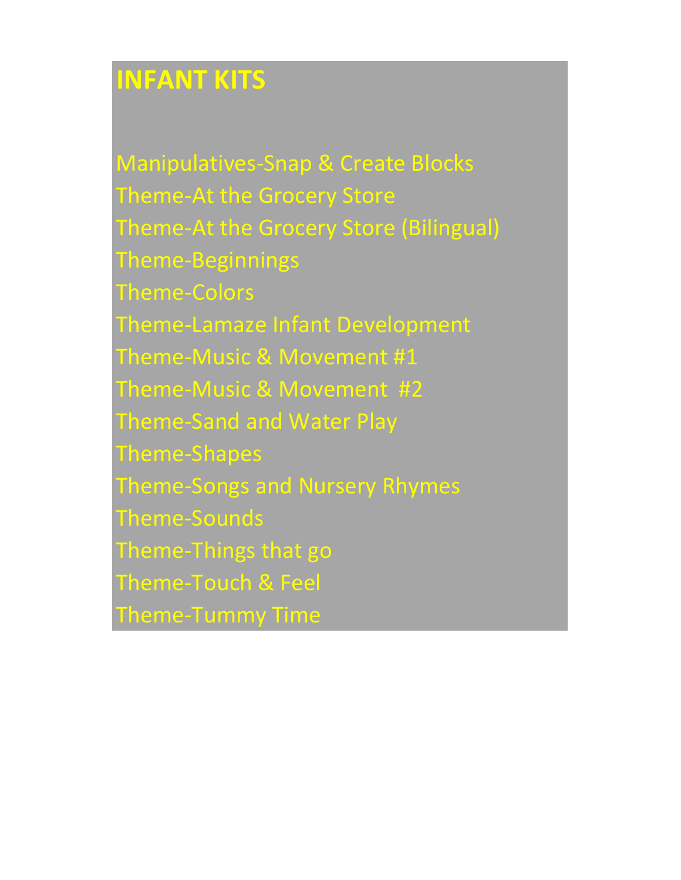# INFANT KITS

Manipulatives-Snap & Create Blocks
Theme-At the Grocery Store
Theme-At the Grocery Store (Bilingual)
Theme-Beginnings
Theme-Colors
Theme-Lamaze Infant Development
Theme-Music & Movement #1
Theme-Music & Movement #2
Theme-Sand and Water Play
Theme-Shapes
Theme-Songs and Nursery Rhymes
Theme-Sounds
Theme-Things that go
Theme-Touch & Feel
Theme-Tummy Time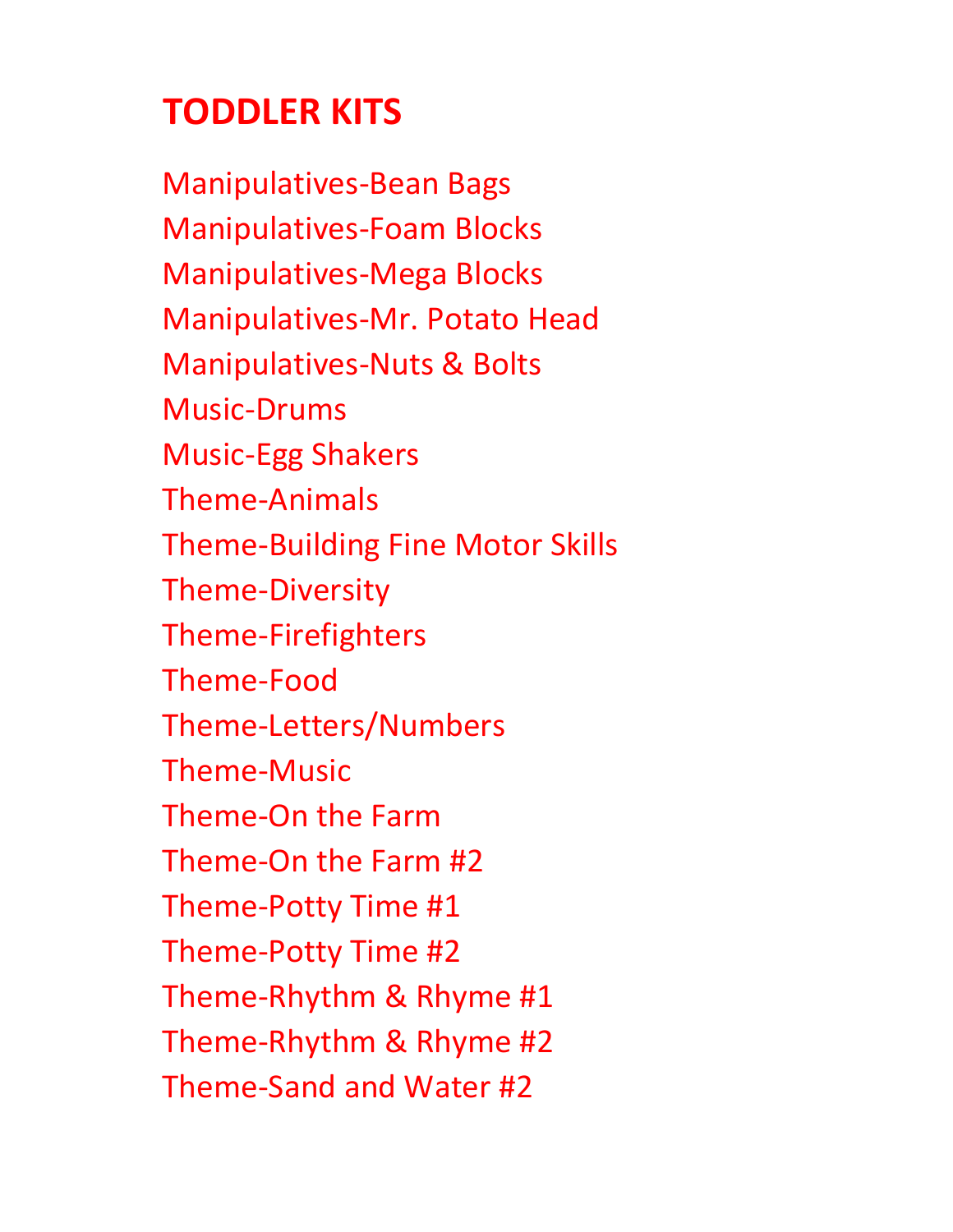# TODDLER KITS

Manipulatives-Bean Bags

Manipulatives-Foam Blocks

Manipulatives-Mega Blocks

Manipulatives-Mr. Potato Head

Manipulatives-Nuts & Bolts

Music-Drums

Music-Egg Shakers

Theme-Animals

Theme-Building Fine Motor Skills

Theme-Diversity

Theme-Firefighters

Theme-Food

Theme-Letters/Numbers

Theme-Music

Theme-On the Farm

Theme-On the Farm #2

Theme-Potty Time #1

Theme-Potty Time #2

Theme-Rhythm & Rhyme #1

Theme-Rhythm & Rhyme #2

Theme-Sand and Water #2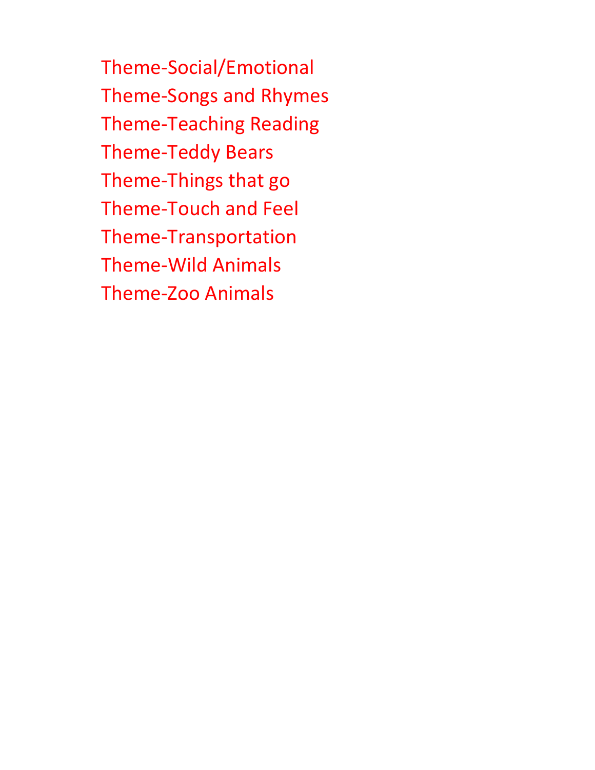Theme-Social/Emotional
Theme-Songs and Rhymes
Theme-Teaching Reading
Theme-Teddy Bears
Theme-Things that go
Theme-Touch and Feel
Theme-Transportation
Theme-Wild Animals
Theme-Zoo Animals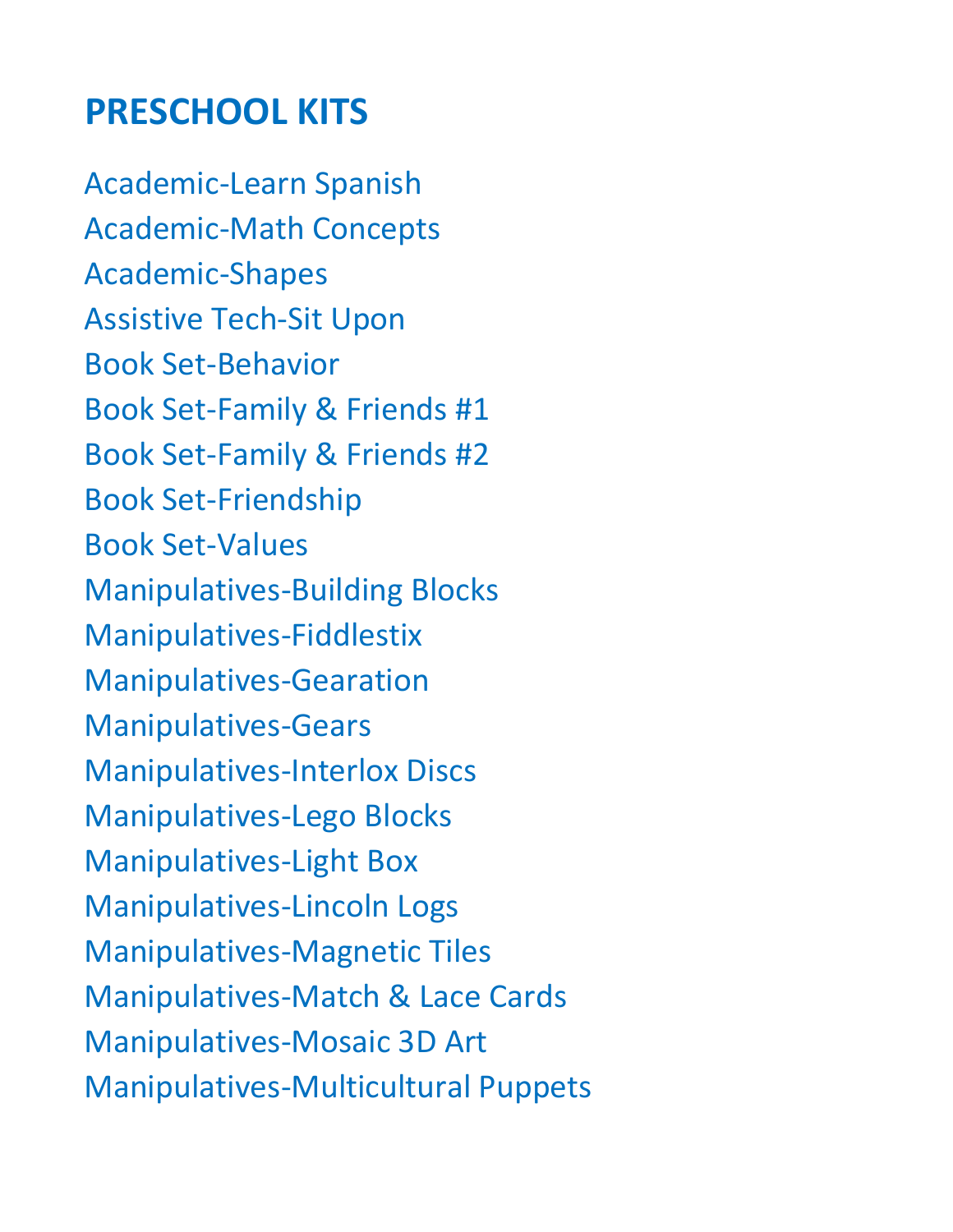# PRESCHOOL KITS

Academic-Learn Spanish
Academic-Math Concepts
Academic-Shapes
Assistive Tech-Sit Upon
Book Set-Behavior
Book Set-Family & Friends #1
Book Set-Family & Friends #2
Book Set-Friendship
Book Set-Values
Manipulatives-Building Blocks
Manipulatives-Fiddlestix
Manipulatives-Gearation
Manipulatives-Gears
Manipulatives-Interlox Discs
Manipulatives-Lego Blocks
Manipulatives-Light Box
Manipulatives-Lincoln Logs
Manipulatives-Magnetic Tiles
Manipulatives-Match & Lace Cards
Manipulatives-Mosaic 3D Art
Manipulatives-Multicultural Puppets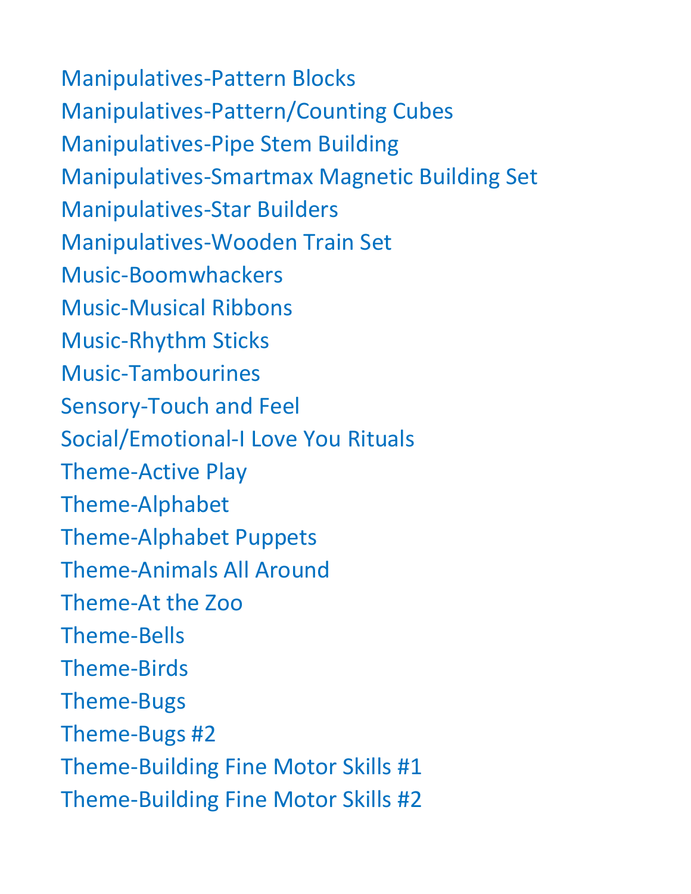Manipulatives-Pattern Blocks

Manipulatives-Pattern/Counting Cubes

Manipulatives-Pipe Stem Building

Manipulatives-Smartmax Magnetic Building Set

Manipulatives-Star Builders

Manipulatives-Wooden Train Set

Music-Boomwhackers

Music-Musical Ribbons

Music-Rhythm Sticks

Music-Tambourines

Sensory-Touch and Feel

Social/Emotional-I Love You Rituals

Theme-Active Play

Theme-Alphabet

Theme-Alphabet Puppets

Theme-Animals All Around

Theme-At the Zoo

Theme-Bells

Theme-Birds

Theme-Bugs

Theme-Bugs #2

Theme-Building Fine Motor Skills #1

Theme-Building Fine Motor Skills #2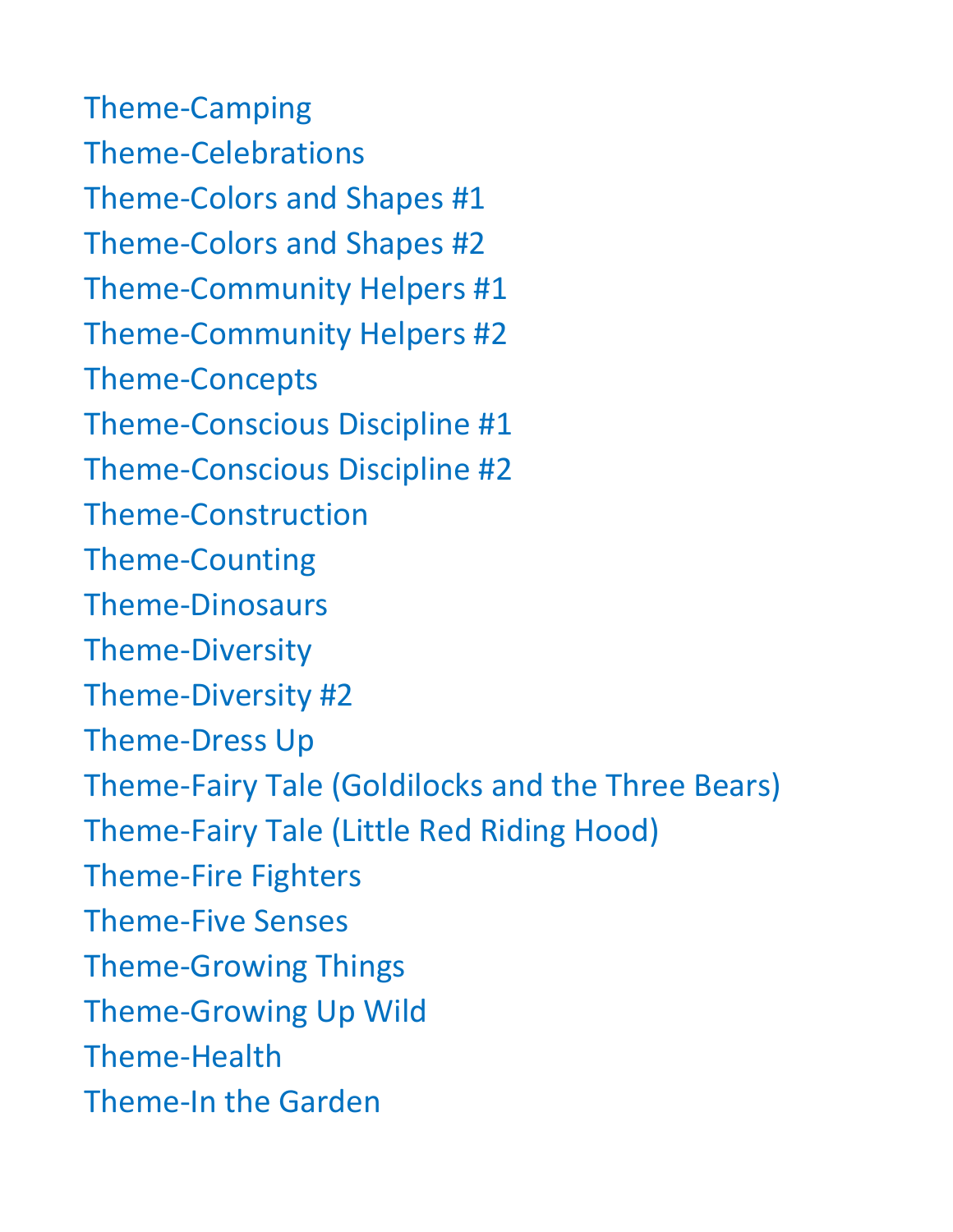Theme-Camping

Theme-Celebrations

Theme-Colors and Shapes #1

Theme-Colors and Shapes #2

Theme-Community Helpers #1

Theme-Community Helpers #2

Theme-Concepts

Theme-Conscious Discipline #1

Theme-Conscious Discipline #2

Theme-Construction

Theme-Counting

Theme-Dinosaurs

Theme-Diversity

Theme-Diversity #2

Theme-Dress Up

Theme-Fairy Tale (Goldilocks and the Three Bears)

Theme-Fairy Tale (Little Red Riding Hood)

Theme-Fire Fighters

Theme-Five Senses

Theme-Growing Things

Theme-Growing Up Wild

Theme-Health

Theme-In the Garden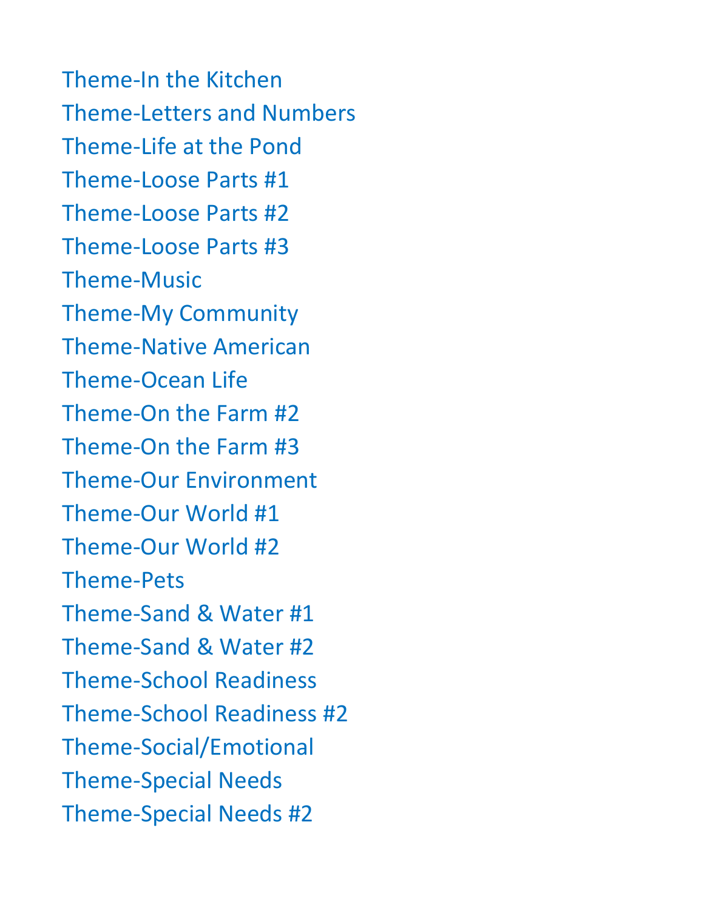Theme-In the Kitchen
Theme-Letters and Numbers
Theme-Life at the Pond
Theme-Loose Parts #1
Theme-Loose Parts #2
Theme-Loose Parts #3
Theme-Music
Theme-My Community
Theme-Native American
Theme-Ocean Life
Theme-On the Farm #2
Theme-On the Farm #3
Theme-Our Environment
Theme-Our World #1
Theme-Our World #2
Theme-Pets
Theme-Sand & Water #1
Theme-Sand & Water #2
Theme-School Readiness
Theme-School Readiness #2
Theme-Social/Emotional
Theme-Special Needs
Theme-Special Needs #2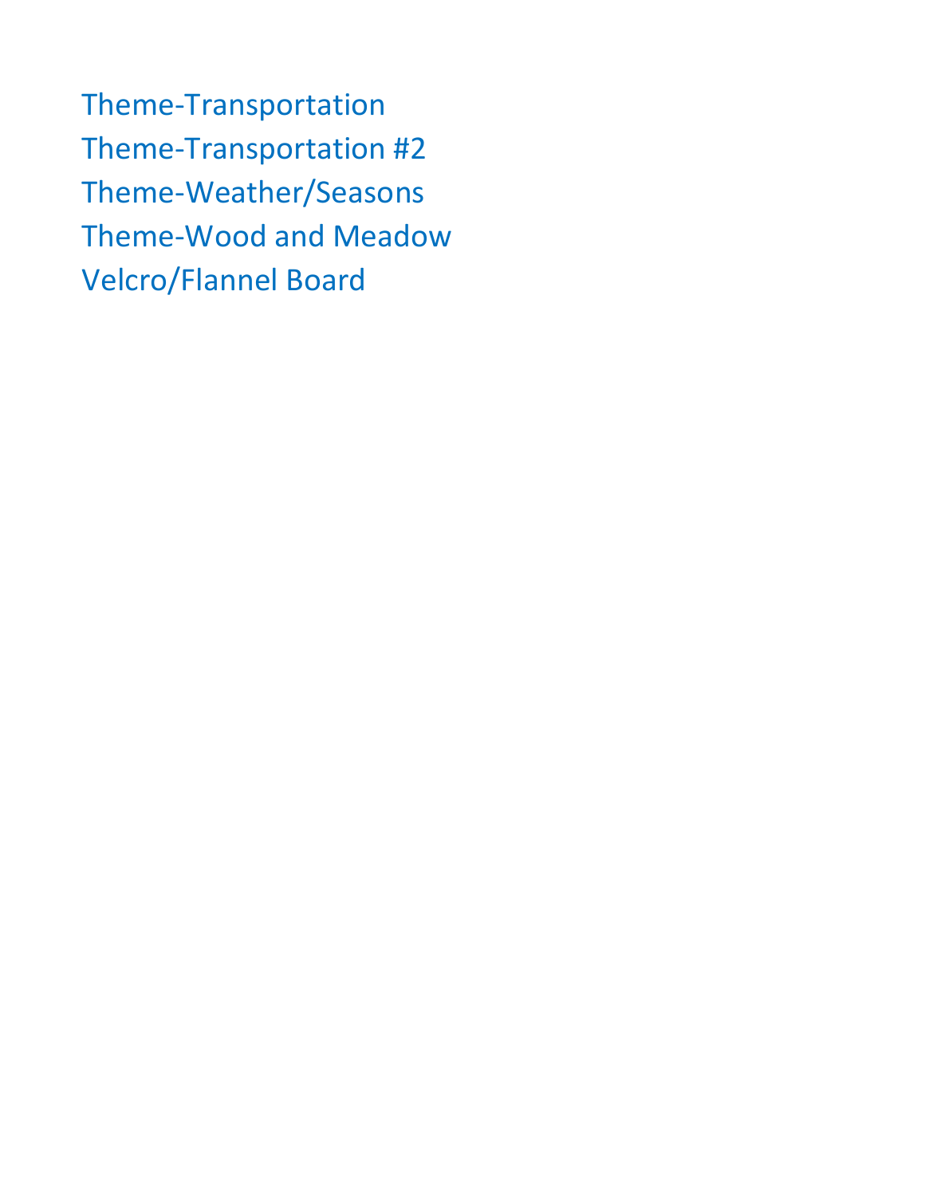Theme-Transportation
Theme-Transportation #2
Theme-Weather/Seasons
Theme-Wood and Meadow
Velcro/Flannel Board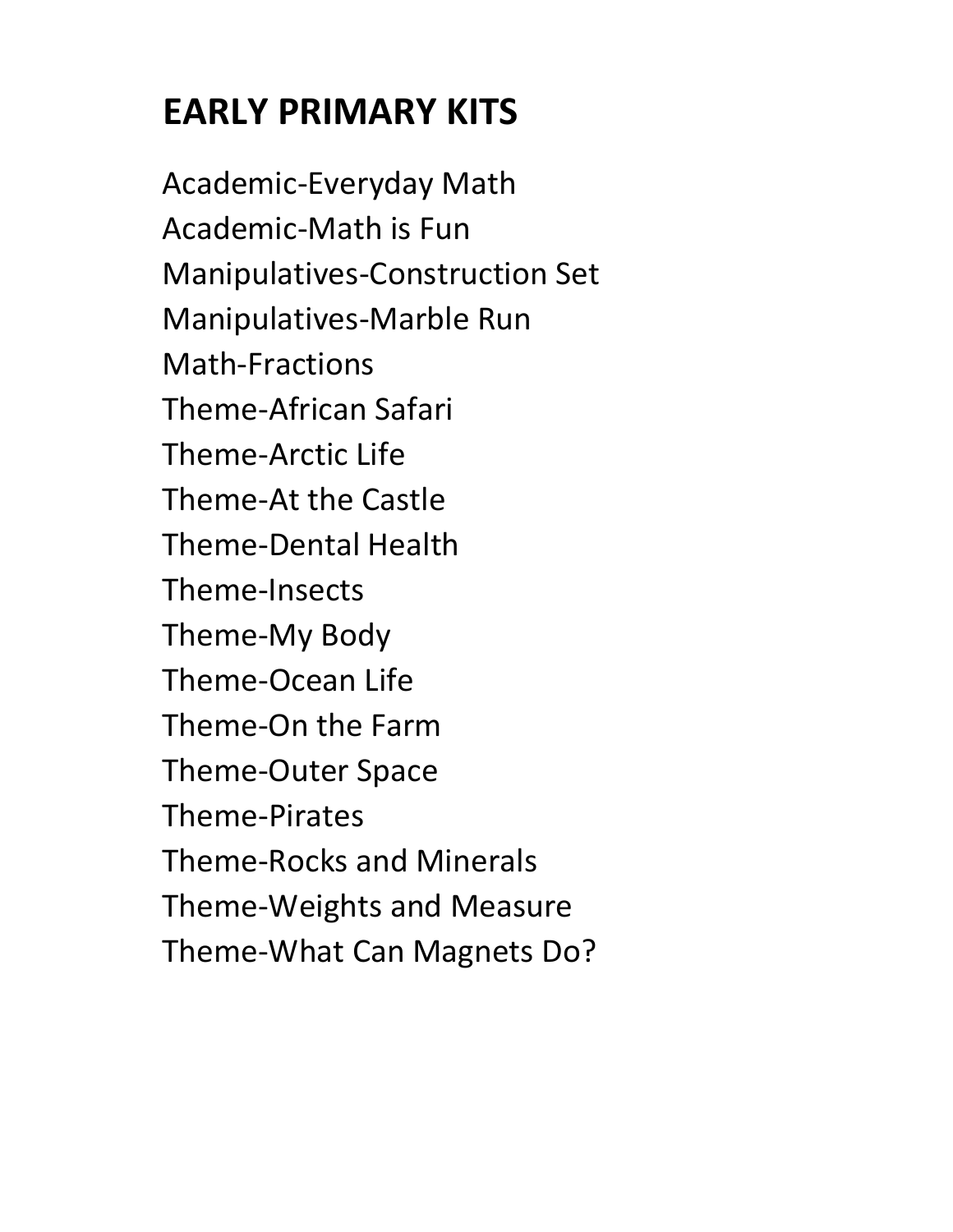# EARLY PRIMARY KITS

Academic-Everyday Math
Academic-Math is Fun
Manipulatives-Construction Set
Manipulatives-Marble Run
Math-Fractions
Theme-African Safari
Theme-Arctic Life
Theme-At the Castle
Theme-Dental Health
Theme-Insects
Theme-My Body
Theme-Ocean Life
Theme-On the Farm
Theme-Outer Space
Theme-Pirates
Theme-Rocks and Minerals
Theme-Weights and Measure
Theme-What Can Magnets Do?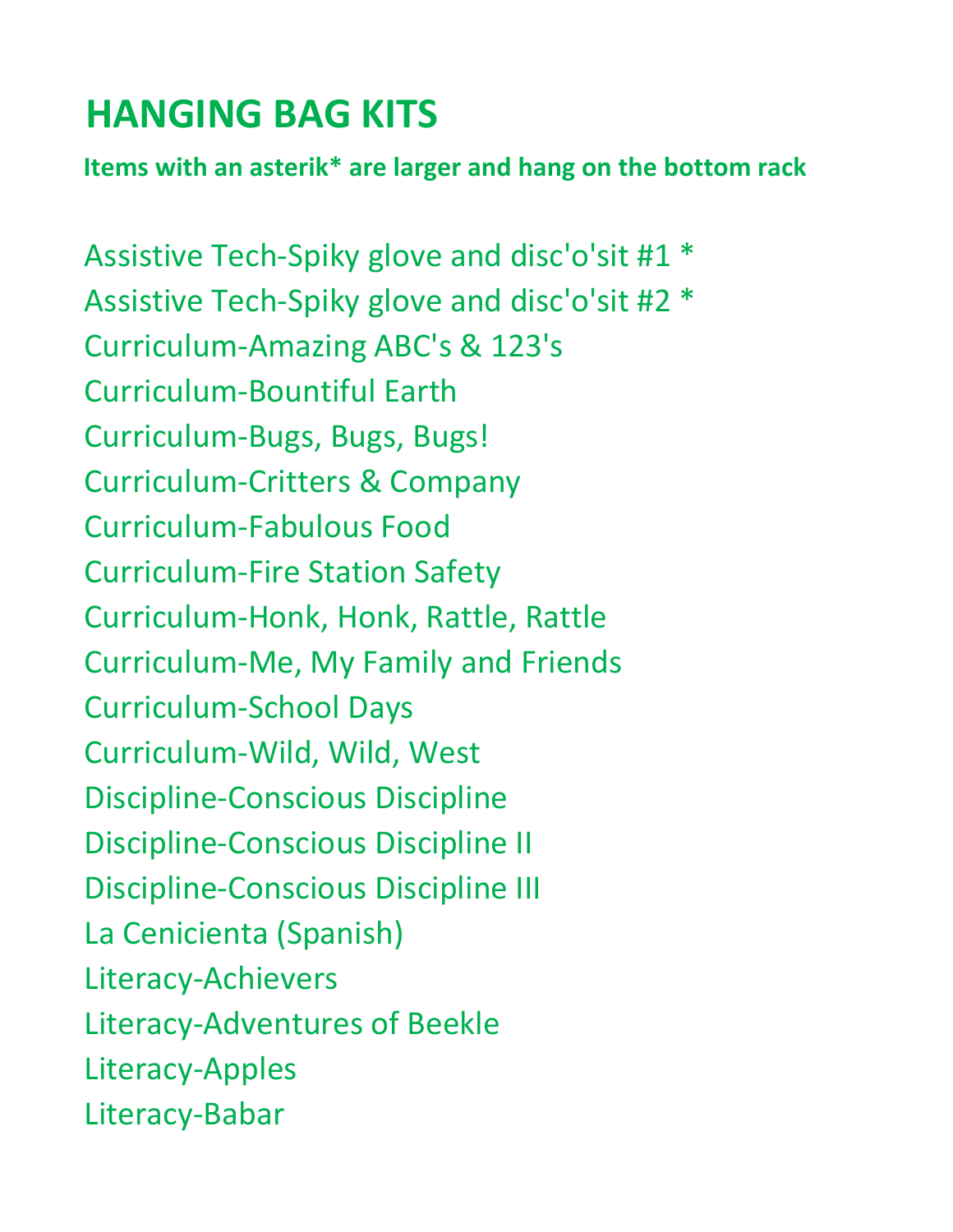# HANGING BAG KITS

**Items with an asterik* are larger and hang on the bottom rack**

Assistive Tech-Spiky glove and disc'o'sit #1 *
Assistive Tech-Spiky glove and disc'o'sit #2 *
Curriculum-Amazing ABC's & 123's
Curriculum-Bountiful Earth
Curriculum-Bugs, Bugs, Bugs!
Curriculum-Critters & Company
Curriculum-Fabulous Food
Curriculum-Fire Station Safety
Curriculum-Honk, Honk, Rattle, Rattle
Curriculum-Me, My Family and Friends
Curriculum-School Days
Curriculum-Wild, Wild, West
Discipline-Conscious Discipline
Discipline-Conscious Discipline II
Discipline-Conscious Discipline III
La Cenicienta (Spanish)
Literacy-Achievers
Literacy-Adventures of Beekle
Literacy-Apples
Literacy-Babar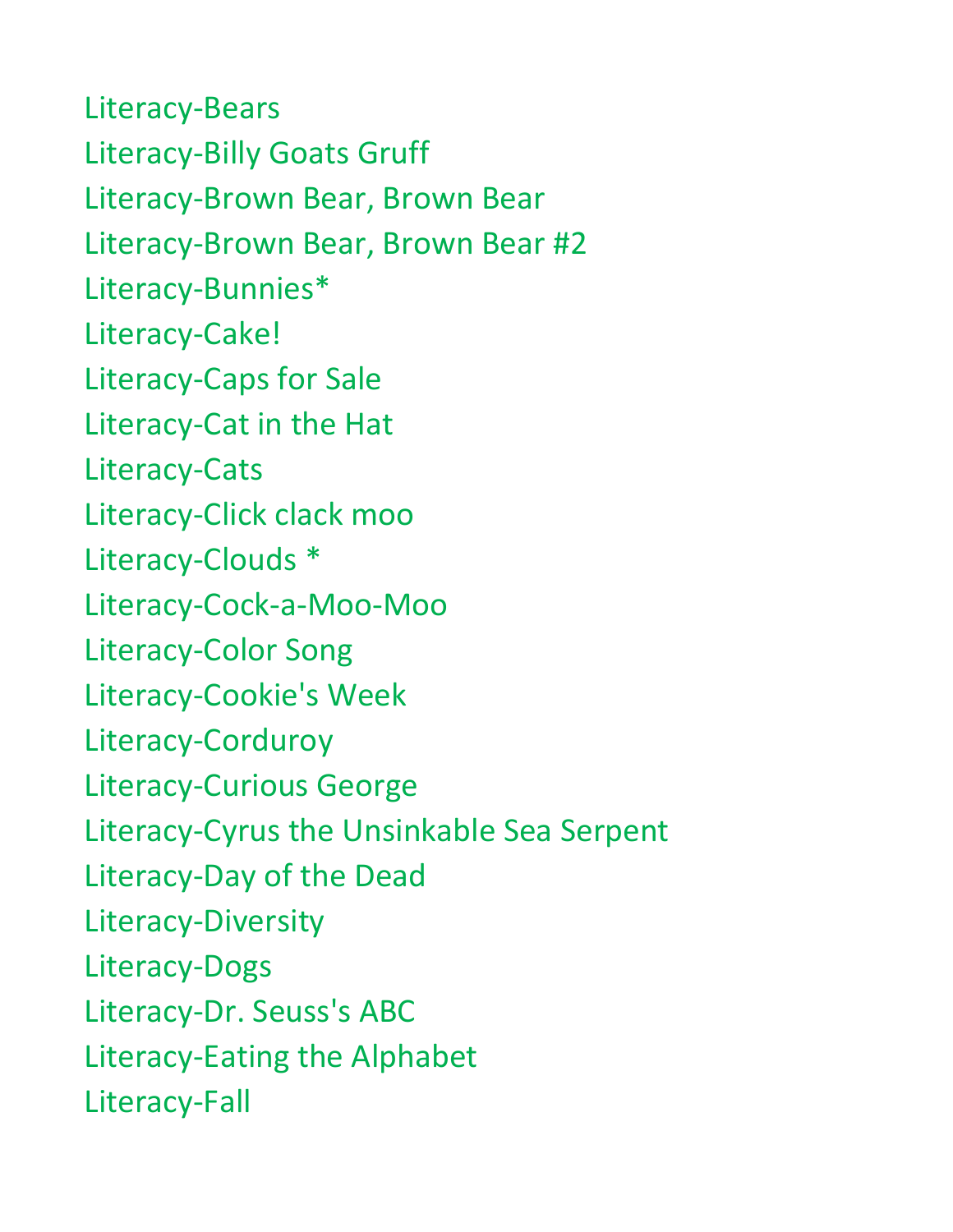Literacy-Bears
Literacy-Billy Goats Gruff
Literacy-Brown Bear, Brown Bear
Literacy-Brown Bear, Brown Bear #2
Literacy-Bunnies*
Literacy-Cake!
Literacy-Caps for Sale
Literacy-Cat in the Hat
Literacy-Cats
Literacy-Click clack moo
Literacy-Clouds *
Literacy-Cock-a-Moo-Moo
Literacy-Color Song
Literacy-Cookie's Week
Literacy-Corduroy
Literacy-Curious George
Literacy-Cyrus the Unsinkable Sea Serpent
Literacy-Day of the Dead
Literacy-Diversity
Literacy-Dogs
Literacy-Dr. Seuss's ABC
Literacy-Eating the Alphabet
Literacy-Fall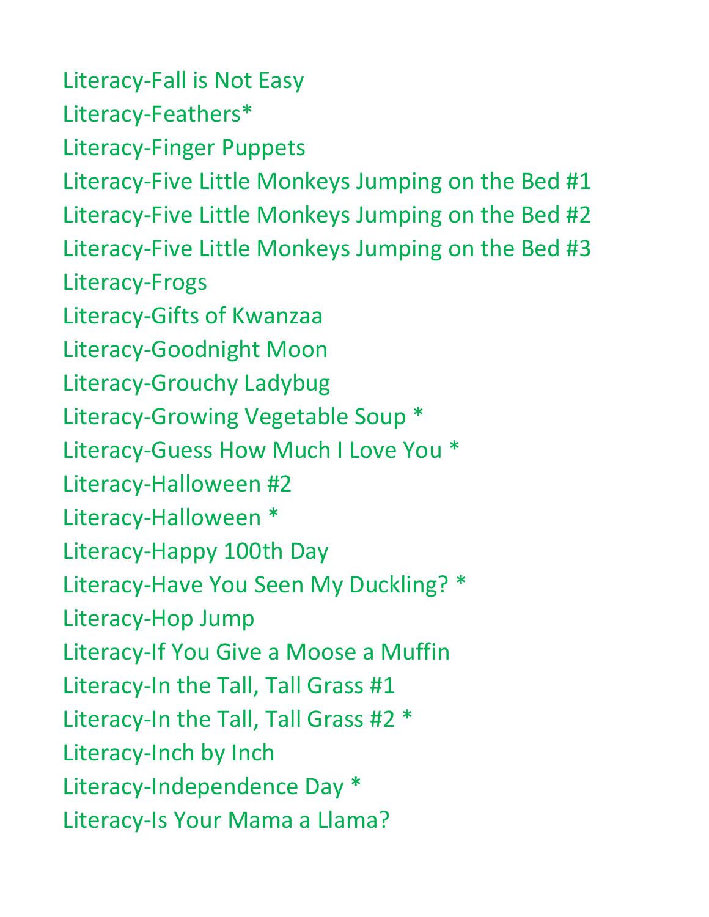Literacy-Fall is Not Easy

Literacy-Feathers*

Literacy-Finger Puppets

Literacy-Five Little Monkeys Jumping on the Bed #1

Literacy-Five Little Monkeys Jumping on the Bed #2

Literacy-Five Little Monkeys Jumping on the Bed #3

Literacy-Frogs

Literacy-Gifts of Kwanzaa

Literacy-Goodnight Moon

Literacy-Grouchy Ladybug

Literacy-Growing Vegetable Soup *

Literacy-Guess How Much I Love You *

Literacy-Halloween #2

Literacy-Halloween *

Literacy-Happy 100th Day

Literacy-Have You Seen My Duckling? *

Literacy-Hop Jump

Literacy-If You Give a Moose a Muffin

Literacy-In the Tall, Tall Grass #1

Literacy-In the Tall, Tall Grass #2 *

Literacy-Inch by Inch

Literacy-Independence Day *

Literacy-Is Your Mama a Llama?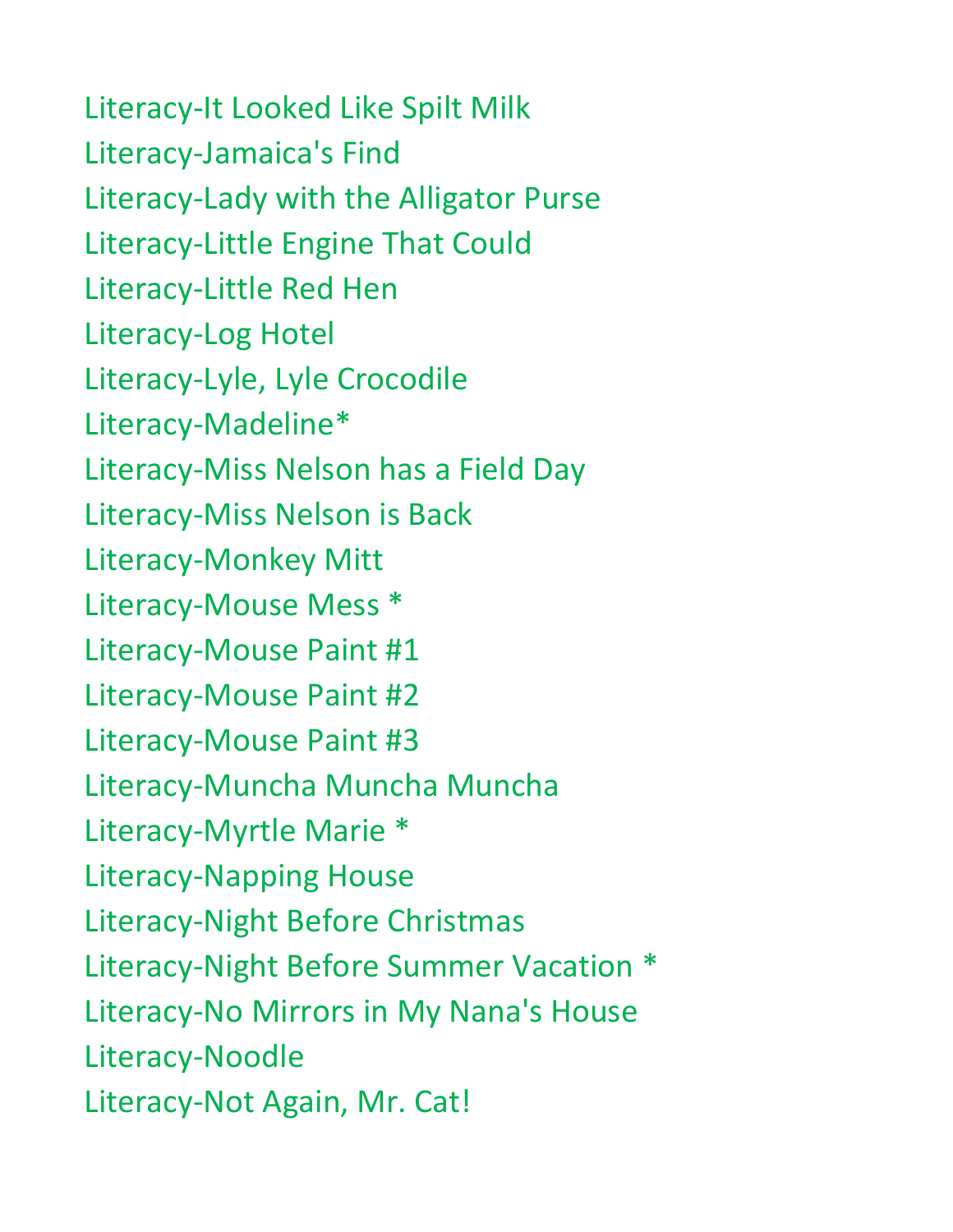Literacy-It Looked Like Spilt Milk
Literacy-Jamaica's Find
Literacy-Lady with the Alligator Purse
Literacy-Little Engine That Could
Literacy-Little Red Hen
Literacy-Log Hotel
Literacy-Lyle, Lyle Crocodile
Literacy-Madeline*
Literacy-Miss Nelson has a Field Day
Literacy-Miss Nelson is Back
Literacy-Monkey Mitt
Literacy-Mouse Mess *
Literacy-Mouse Paint #1
Literacy-Mouse Paint #2
Literacy-Mouse Paint #3
Literacy-Muncha Muncha Muncha
Literacy-Myrtle Marie *
Literacy-Napping House
Literacy-Night Before Christmas
Literacy-Night Before Summer Vacation *
Literacy-No Mirrors in My Nana's House
Literacy-Noodle
Literacy-Not Again, Mr. Cat!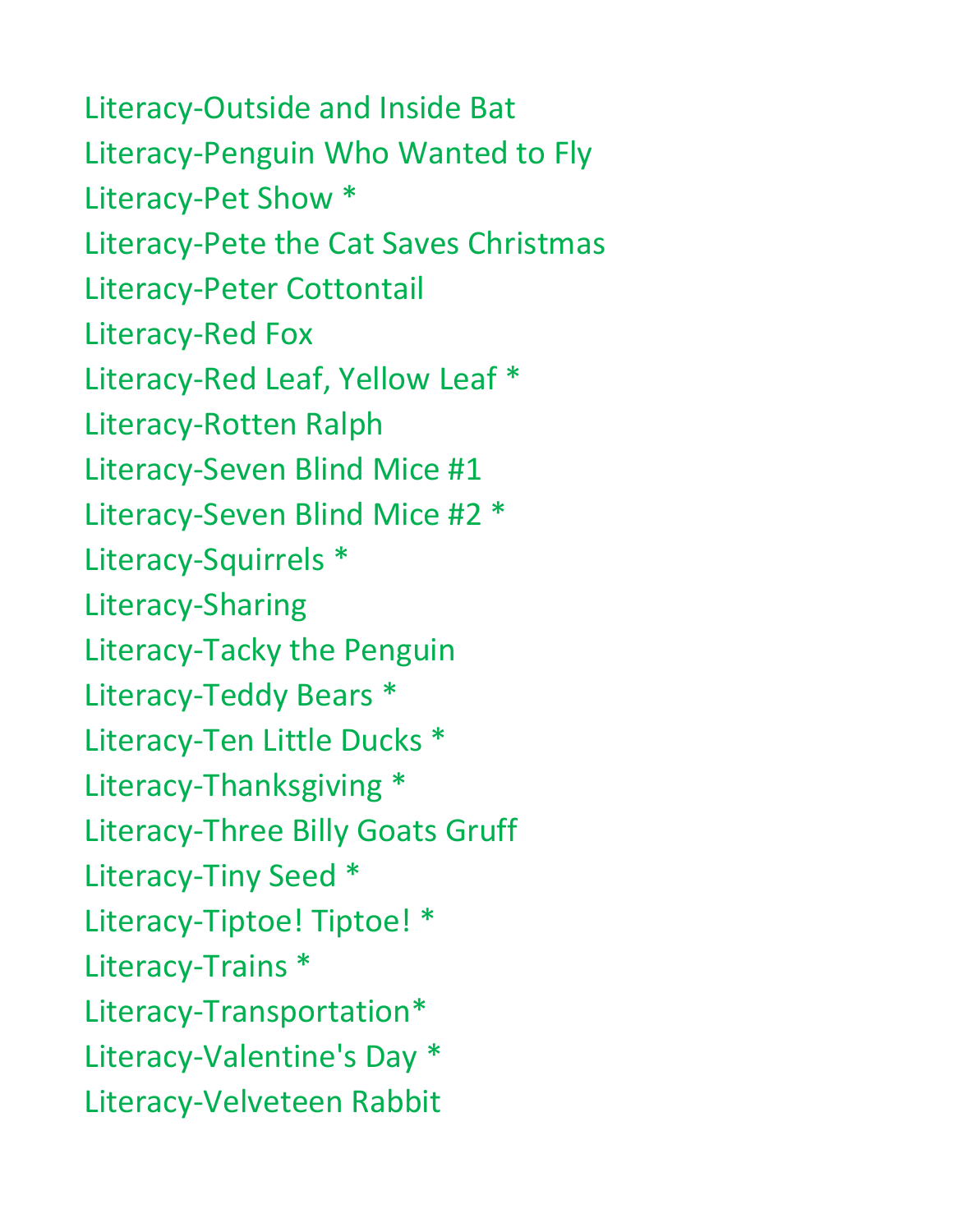Literacy-Outside and Inside Bat
Literacy-Penguin Who Wanted to Fly
Literacy-Pet Show *
Literacy-Pete the Cat Saves Christmas
Literacy-Peter Cottontail
Literacy-Red Fox
Literacy-Red Leaf, Yellow Leaf *
Literacy-Rotten Ralph
Literacy-Seven Blind Mice #1
Literacy-Seven Blind Mice #2 *
Literacy-Squirrels *
Literacy-Sharing
Literacy-Tacky the Penguin
Literacy-Teddy Bears *
Literacy-Ten Little Ducks *
Literacy-Thanksgiving *
Literacy-Three Billy Goats Gruff
Literacy-Tiny Seed *
Literacy-Tiptoe! Tiptoe! *
Literacy-Trains *
Literacy-Transportation*
Literacy-Valentine's Day *
Literacy-Velveteen Rabbit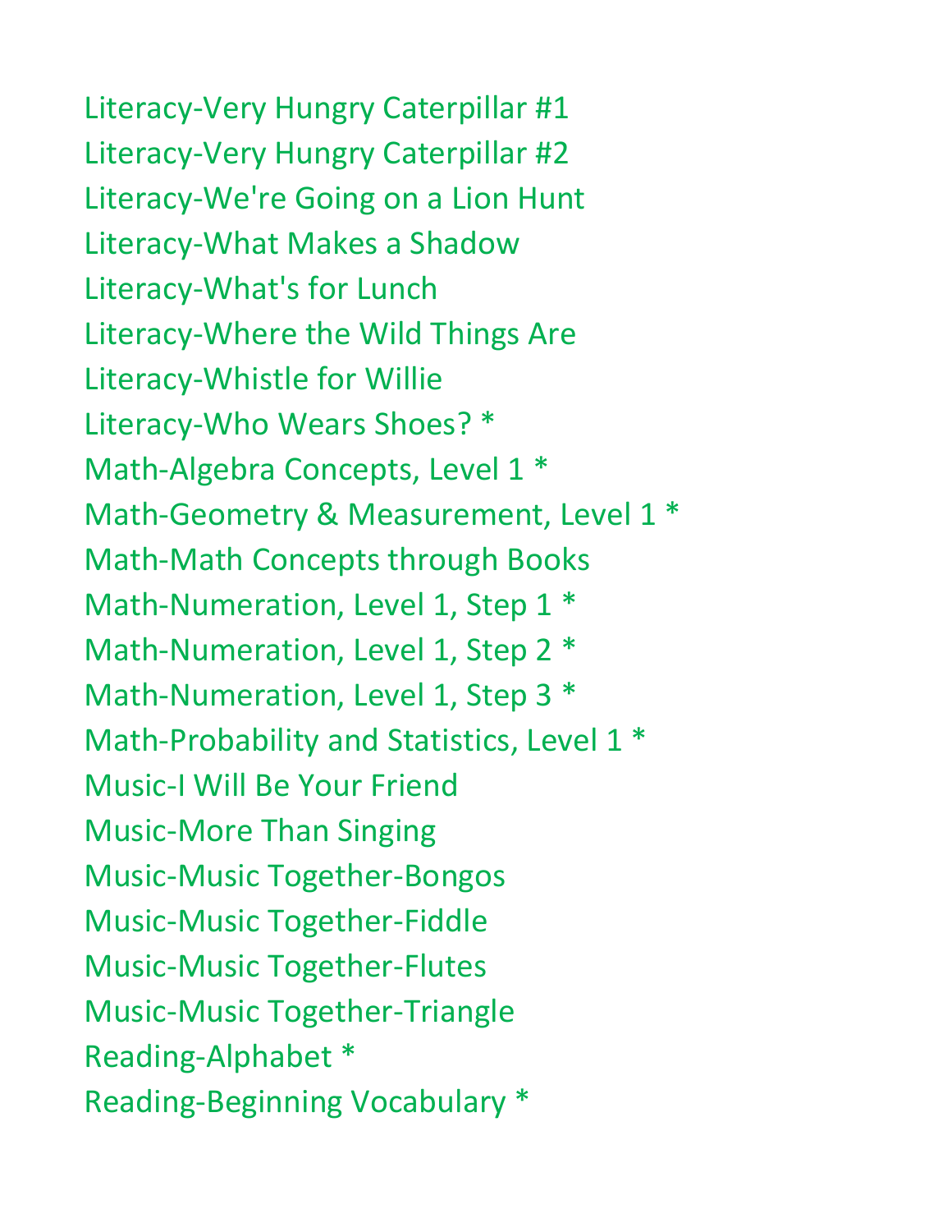Literacy-Very Hungry Caterpillar #1
Literacy-Very Hungry Caterpillar #2
Literacy-We're Going on a Lion Hunt
Literacy-What Makes a Shadow
Literacy-What's for Lunch
Literacy-Where the Wild Things Are
Literacy-Whistle for Willie
Literacy-Who Wears Shoes? *
Math-Algebra Concepts, Level 1 *
Math-Geometry & Measurement, Level 1 *
Math-Math Concepts through Books
Math-Numeration, Level 1, Step 1 *
Math-Numeration, Level 1, Step 2 *
Math-Numeration, Level 1, Step 3 *
Math-Probability and Statistics, Level 1 *
Music-I Will Be Your Friend
Music-More Than Singing
Music-Music Together-Bongos
Music-Music Together-Fiddle
Music-Music Together-Flutes
Music-Music Together-Triangle
Reading-Alphabet *
Reading-Beginning Vocabulary *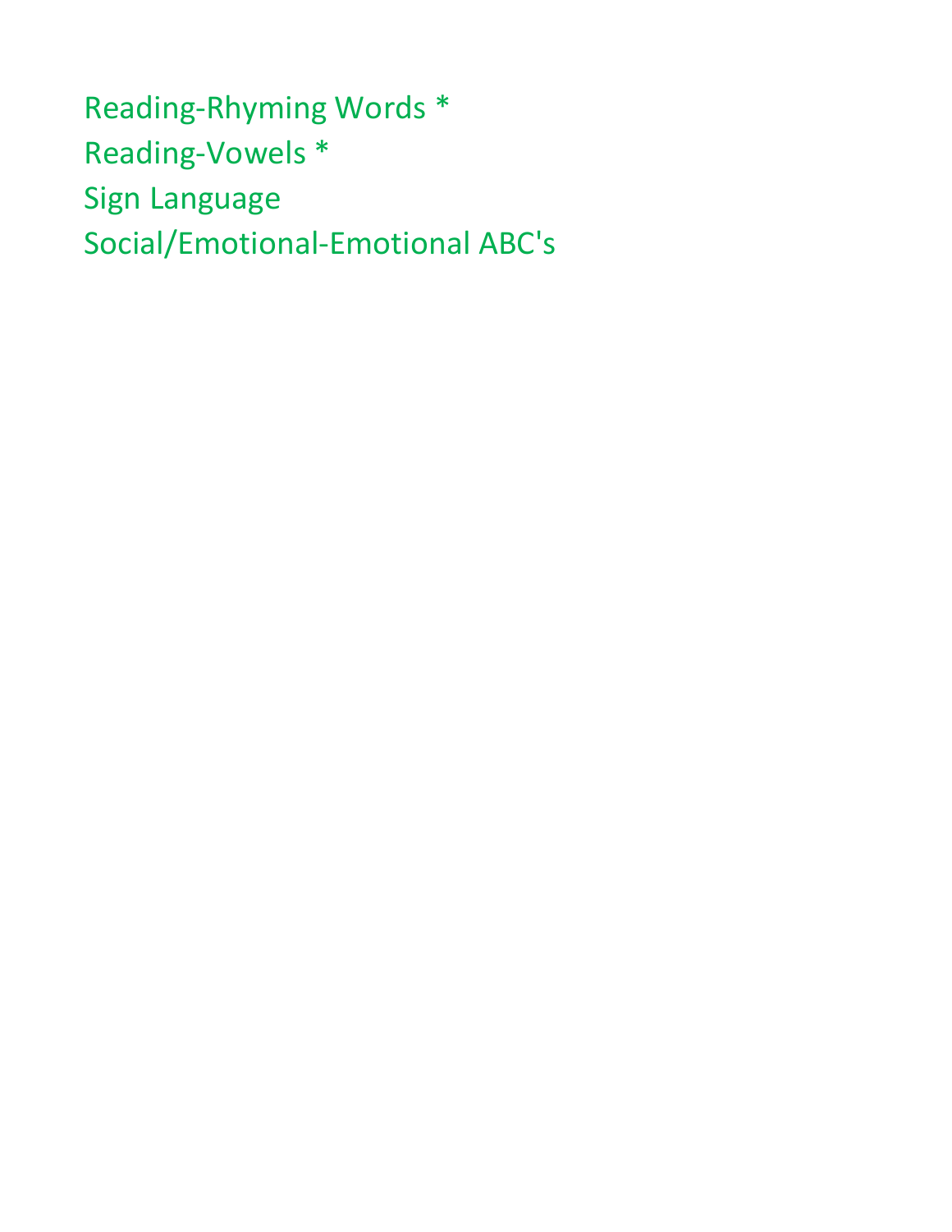Reading-Rhyming Words *
Reading-Vowels *
Sign Language
Social/Emotional-Emotional ABC's